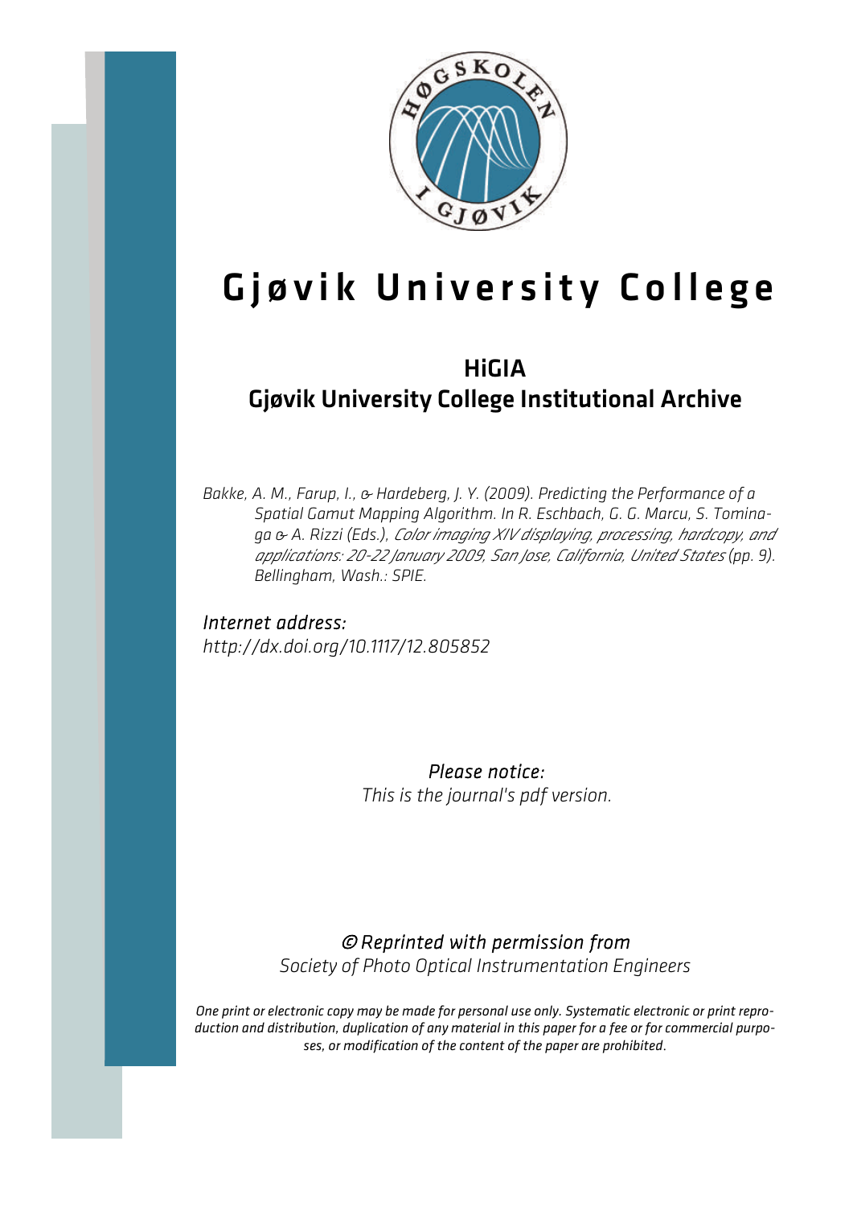# Gjøvik University College

## HiGIA
## Gjøvik University College Institutional Archive

*Bakke, A. M., Farup, I., & Hardeberg, J. Y. (2009). Predicting the Performance of a Spatial Gamut Mapping Algorithm. In R. Eschbach, G. G. Marcu, S. Tominaga & A. Rizzi (Eds.), Color imaging XIV displaying, processing, hardcopy, and applications: 20-22 January 2009, San Jose, California, United States (pp. 9). Bellingham, Wash.: SPIE.*

*Internet address:*
*http://dx.doi.org/10.1117/12.805852*

*Please notice:*
*This is the journal's pdf version.*

*© Reprinted with permission from*
*Society of Photo Optical Instrumentation Engineers*

*One print or electronic copy may be made for personal use only. Systematic electronic or print reproduction and distribution, duplication of any material in this paper for a fee or for commercial purposes, or modification of the content of the paper are prohibited.*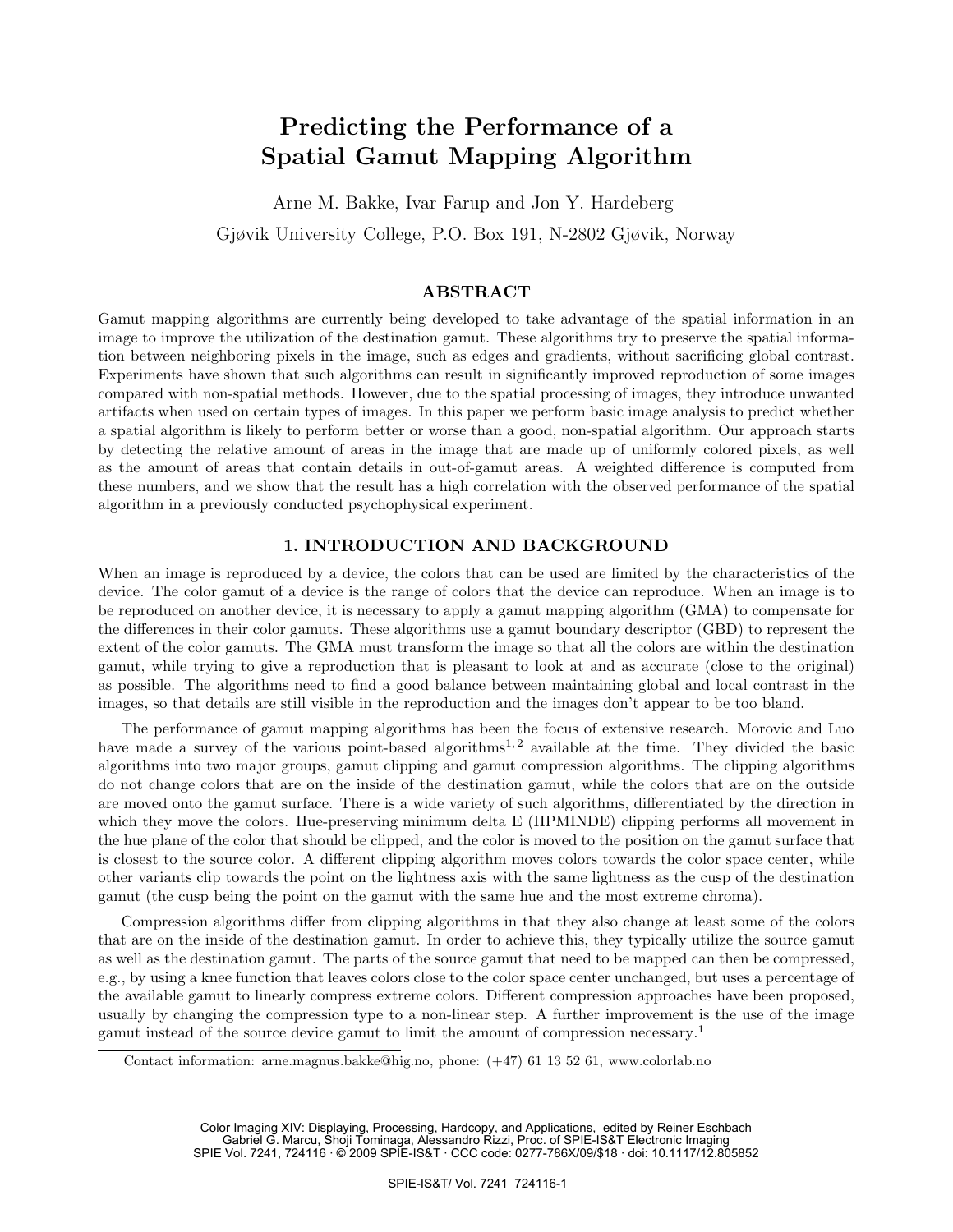# Predicting the Performance of a Spatial Gamut Mapping Algorithm

Arne M. Bakke, Ivar Farup and Jon Y. Hardeberg

Gjøvik University College, P.O. Box 191, N-2802 Gjøvik, Norway

## ABSTRACT

Gamut mapping algorithms are currently being developed to take advantage of the spatial information in an image to improve the utilization of the destination gamut. These algorithms try to preserve the spatial information between neighboring pixels in the image, such as edges and gradients, without sacrificing global contrast. Experiments have shown that such algorithms can result in significantly improved reproduction of some images compared with non-spatial methods. However, due to the spatial processing of images, they introduce unwanted artifacts when used on certain types of images. In this paper we perform basic image analysis to predict whether a spatial algorithm is likely to perform better or worse than a good, non-spatial algorithm. Our approach starts by detecting the relative amount of areas in the image that are made up of uniformly colored pixels, as well as the amount of areas that contain details in out-of-gamut areas. A weighted difference is computed from these numbers, and we show that the result has a high correlation with the observed performance of the spatial algorithm in a previously conducted psychophysical experiment.

## 1. INTRODUCTION AND BACKGROUND

When an image is reproduced by a device, the colors that can be used are limited by the characteristics of the device. The color gamut of a device is the range of colors that the device can reproduce. When an image is to be reproduced on another device, it is necessary to apply a gamut mapping algorithm (GMA) to compensate for the differences in their color gamuts. These algorithms use a gamut boundary descriptor (GBD) to represent the extent of the color gamuts. The GMA must transform the image so that all the colors are within the destination gamut, while trying to give a reproduction that is pleasant to look at and as accurate (close to the original) as possible. The algorithms need to find a good balance between maintaining global and local contrast in the images, so that details are still visible in the reproduction and the images don't appear to be too bland.

The performance of gamut mapping algorithms has been the focus of extensive research. Morovic and Luo have made a survey of the various point-based algorithms[1,2] available at the time. They divided the basic algorithms into two major groups, gamut clipping and gamut compression algorithms. The clipping algorithms do not change colors that are on the inside of the destination gamut, while the colors that are on the outside are moved onto the gamut surface. There is a wide variety of such algorithms, differentiated by the direction in which they move the colors. Hue-preserving minimum delta E (HPMINDE) clipping performs all movement in the hue plane of the color that should be clipped, and the color is moved to the position on the gamut surface that is closest to the source color. A different clipping algorithm moves colors towards the color space center, while other variants clip towards the point on the lightness axis with the same lightness as the cusp of the destination gamut (the cusp being the point on the gamut with the same hue and the most extreme chroma).

Compression algorithms differ from clipping algorithms in that they also change at least some of the colors that are on the inside of the destination gamut. In order to achieve this, they typically utilize the source gamut as well as the destination gamut. The parts of the source gamut that need to be mapped can then be compressed, e.g., by using a knee function that leaves colors close to the color space center unchanged, but uses a percentage of the available gamut to linearly compress extreme colors. Different compression approaches have been proposed, usually by changing the compression type to a non-linear step. A further improvement is the use of the image gamut instead of the source device gamut to limit the amount of compression necessary.[1]

Contact information: arne.magnus.bakke@hig.no, phone: (+47) 61 13 52 61, www.colorlab.no

Color Imaging XIV: Displaying, Processing, Hardcopy, and Applications, edited by Reiner Eschbach Gabriel G. Marcu, Shoji Tominaga, Alessandro Rizzi, Proc. of SPIE-IS&T Electronic Imaging SPIE Vol. 7241, 724116 · © 2009 SPIE-IS&T · CCC code: 0277-786X/09/$18 · doi: 10.1117/12.805852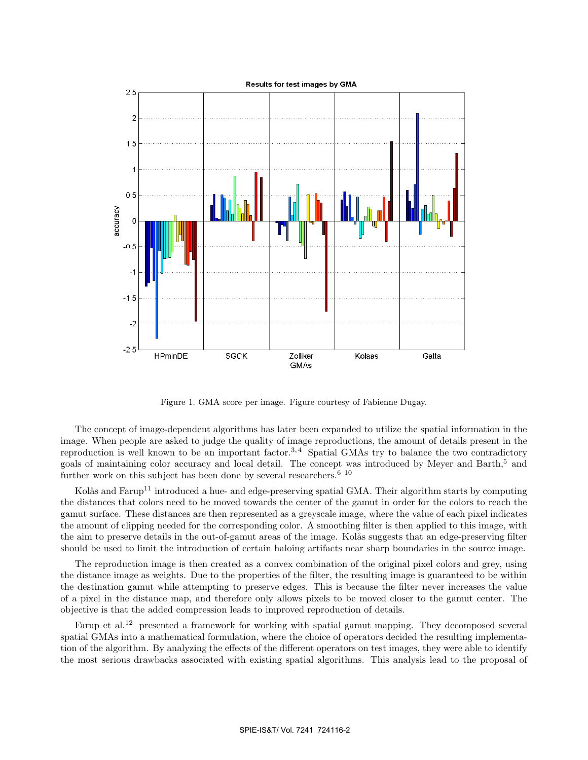Results for test images by GMA

accuracy

2.5
2
1.5
1
0.5
0
-0.5
-1
-1.5
-2
-2.5

HPminDE
SGCK
Zolliker
Kolaas
Gatta

GMAs

Figure 1. GMA score per image. Figure courtesy of Fabienne Dugay.

The concept of image-dependent algorithms has later been expanded to utilize the spatial information in the image. When people are asked to judge the quality of image reproductions, the amount of details present in the reproduction is well known to be an important factor.[3,4] Spatial GMAs try to balance the two contradictory goals of maintaining color accuracy and local detail. The concept was introduced by Meyer and Barth,[5] and further work on this subject has been done by several researchers.[6–10]

Kolås and Farup[11] introduced a hue- and edge-preserving spatial GMA. Their algorithm starts by computing the distances that colors need to be moved towards the center of the gamut in order for the colors to reach the gamut surface. These distances are then represented as a greyscale image, where the value of each pixel indicates the amount of clipping needed for the corresponding color. A smoothing filter is then applied to this image, with the aim to preserve details in the out-of-gamut areas of the image. Kolås suggests that an edge-preserving filter should be used to limit the introduction of certain haloing artifacts near sharp boundaries in the source image.

The reproduction image is then created as a convex combination of the original pixel colors and grey, using the distance image as weights. Due to the properties of the filter, the resulting image is guaranteed to be within the destination gamut while attempting to preserve edges. This is because the filter never increases the value of a pixel in the distance map, and therefore only allows pixels to be moved closer to the gamut center. The objective is that the added compression leads to improved reproduction of details.

Farup et al.[12] presented a framework for working with spatial gamut mapping. They decomposed several spatial GMAs into a mathematical formulation, where the choice of operators decided the resulting implementation of the algorithm. By analyzing the effects of the different operators on test images, they were able to identify the most serious drawbacks associated with existing spatial algorithms. This analysis lead to the proposal of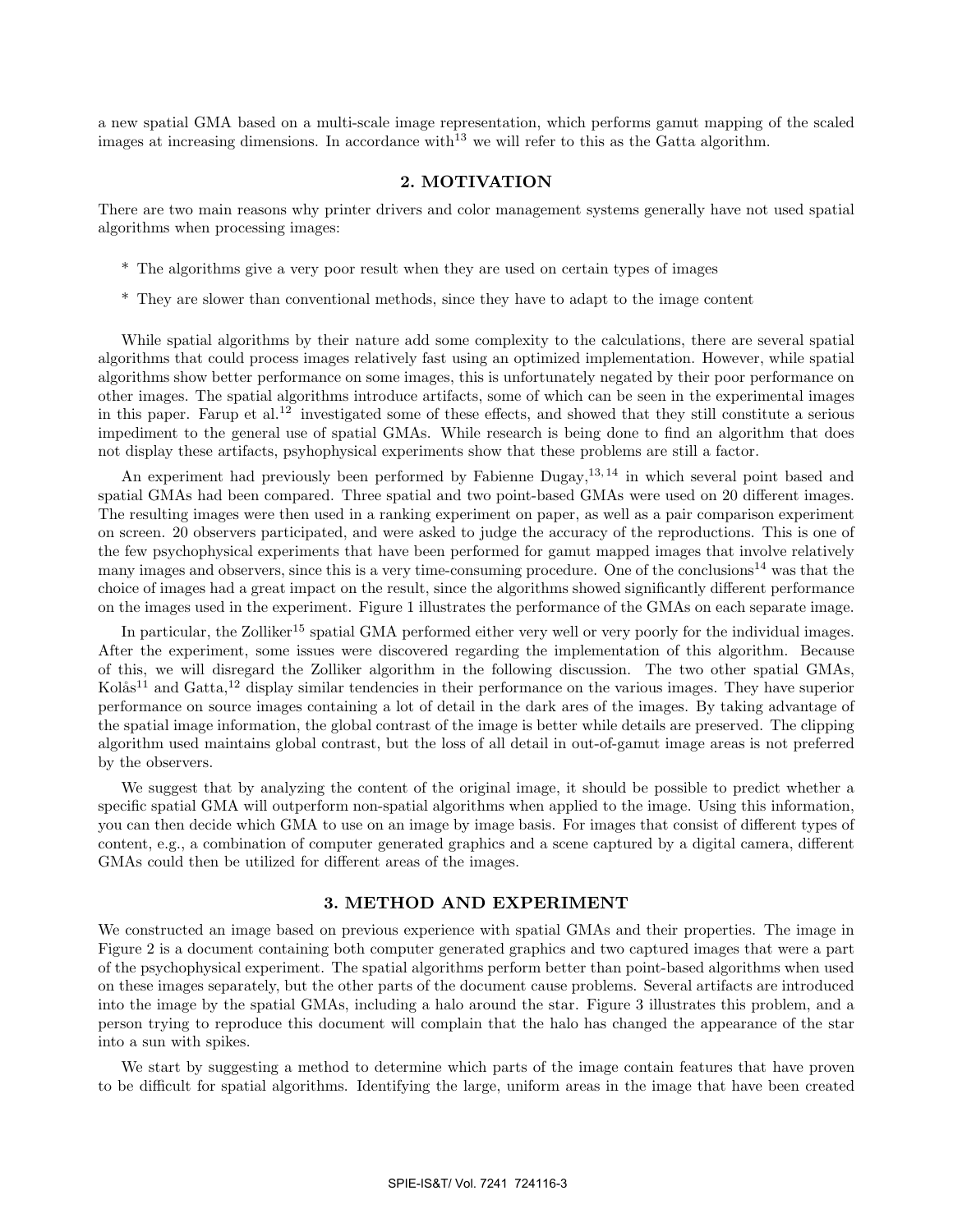a new spatial GMA based on a multi-scale image representation, which performs gamut mapping of the scaled images at increasing dimensions. In accordance with[13] we will refer to this as the Gatta algorithm.

## 2. MOTIVATION

There are two main reasons why printer drivers and color management systems generally have not used spatial algorithms when processing images:

* The algorithms give a very poor result when they are used on certain types of images
* They are slower than conventional methods, since they have to adapt to the image content

While spatial algorithms by their nature add some complexity to the calculations, there are several spatial algorithms that could process images relatively fast using an optimized implementation. However, while spatial algorithms show better performance on some images, this is unfortunately negated by their poor performance on other images. The spatial algorithms introduce artifacts, some of which can be seen in the experimental images in this paper. Farup et al.[12] investigated some of these effects, and showed that they still constitute a serious impediment to the general use of spatial GMAs. While research is being done to find an algorithm that does not display these artifacts, psyhophysical experiments show that these problems are still a factor.

An experiment had previously been performed by Fabienne Dugay,[13, 14] in which several point based and spatial GMAs had been compared. Three spatial and two point-based GMAs were used on 20 different images. The resulting images were then used in a ranking experiment on paper, as well as a pair comparison experiment on screen. 20 observers participated, and were asked to judge the accuracy of the reproductions. This is one of the few psychophysical experiments that have been performed for gamut mapped images that involve relatively many images and observers, since this is a very time-consuming procedure. One of the conclusions[14] was that the choice of images had a great impact on the result, since the algorithms showed significantly different performance on the images used in the experiment. Figure 1 illustrates the performance of the GMAs on each separate image.

In particular, the Zolliker[15] spatial GMA performed either very well or very poorly for the individual images. After the experiment, some issues were discovered regarding the implementation of this algorithm. Because of this, we will disregard the Zolliker algorithm in the following discussion. The two other spatial GMAs, Kolås[11] and Gatta,[12] display similar tendencies in their performance on the various images. They have superior performance on source images containing a lot of detail in the dark ares of the images. By taking advantage of the spatial image information, the global contrast of the image is better while details are preserved. The clipping algorithm used maintains global contrast, but the loss of all detail in out-of-gamut image areas is not preferred by the observers.

We suggest that by analyzing the content of the original image, it should be possible to predict whether a specific spatial GMA will outperform non-spatial algorithms when applied to the image. Using this information, you can then decide which GMA to use on an image by image basis. For images that consist of different types of content, e.g., a combination of computer generated graphics and a scene captured by a digital camera, different GMAs could then be utilized for different areas of the images.

## 3. METHOD AND EXPERIMENT

We constructed an image based on previous experience with spatial GMAs and their properties. The image in Figure 2 is a document containing both computer generated graphics and two captured images that were a part of the psychophysical experiment. The spatial algorithms perform better than point-based algorithms when used on these images separately, but the other parts of the document cause problems. Several artifacts are introduced into the image by the spatial GMAs, including a halo around the star. Figure 3 illustrates this problem, and a person trying to reproduce this document will complain that the halo has changed the appearance of the star into a sun with spikes.

We start by suggesting a method to determine which parts of the image contain features that have proven to be difficult for spatial algorithms. Identifying the large, uniform areas in the image that have been created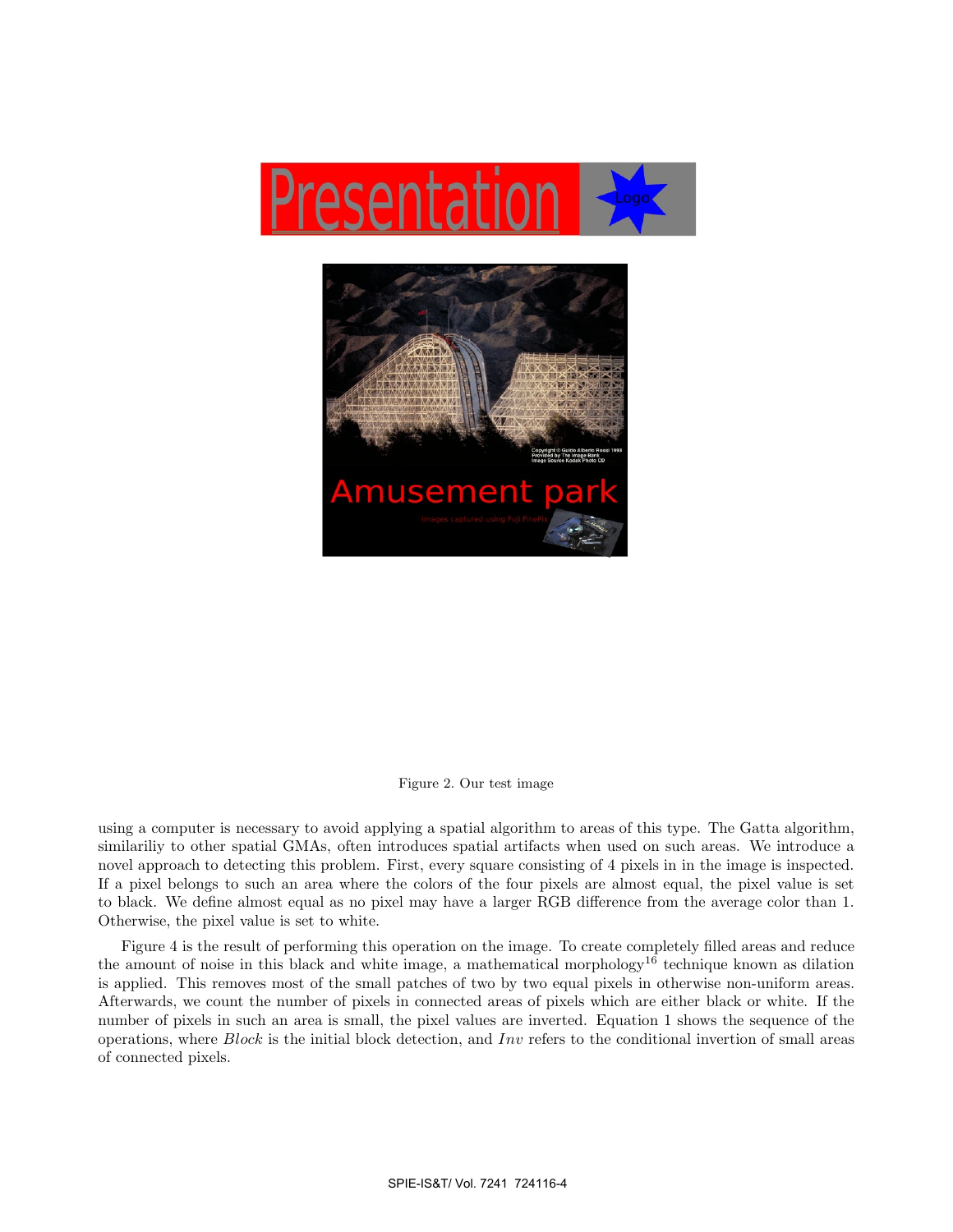Figure 2. Our test image

using a computer is necessary to avoid applying a spatial algorithm to areas of this type. The Gatta algorithm, similariliy to other spatial GMAs, often introduces spatial artifacts when used on such areas. We introduce a novel approach to detecting this problem. First, every square consisting of 4 pixels in in the image is inspected. If a pixel belongs to such an area where the colors of the four pixels are almost equal, the pixel value is set to black. We define almost equal as no pixel may have a larger RGB difference from the average color than 1. Otherwise, the pixel value is set to white.

Figure 4 is the result of performing this operation on the image. To create completely filled areas and reduce the amount of noise in this black and white image, a mathematical morphology[16] technique known as dilation is applied. This removes most of the small patches of two by two equal pixels in otherwise non-uniform areas. Afterwards, we count the number of pixels in connected areas of pixels which are either black or white. If the number of pixels in such an area is small, the pixel values are inverted. Equation 1 shows the sequence of the operations, where $Block$ is the initial block detection, and $Inv$ refers to the conditional invertion of small areas of connected pixels.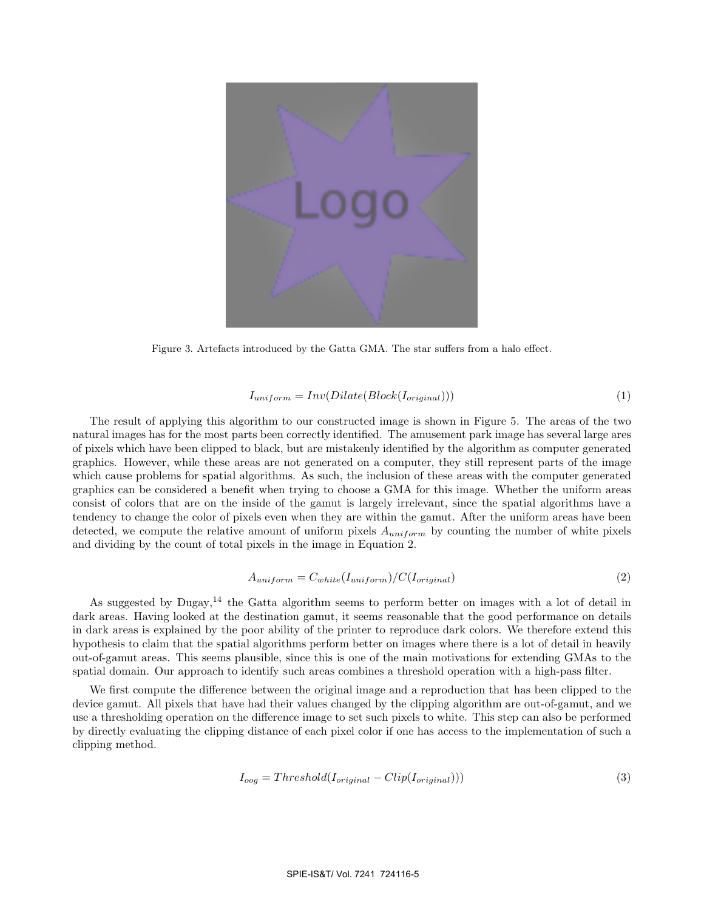Figure 3. Artefacts introduced by the Gatta GMA. The star suffers from a halo effect.

$$I_{uniform} = Inv(Dilate(Block(I_{original}))) \tag{1}$$

The result of applying this algorithm to our constructed image is shown in Figure 5. The areas of the two natural images has for the most parts been correctly identified. The amusement park image has several large ares of pixels which have been clipped to black, but are mistakenly identified by the algorithm as computer generated graphics. However, while these areas are not generated on a computer, they still represent parts of the image which cause problems for spatial algorithms. As such, the inclusion of these areas with the computer generated graphics can be considered a benefit when trying to choose a GMA for this image. Whether the uniform areas consist of colors that are on the inside of the gamut is largely irrelevant, since the spatial algorithms have a tendency to change the color of pixels even when they are within the gamut. After the uniform areas have been detected, we compute the relative amount of uniform pixels $A_{uniform}$ by counting the number of white pixels and dividing by the count of total pixels in the image in Equation 2.

$$A_{uniform} = C_{white}(I_{uniform})/C(I_{original}) \tag{2}$$

As suggested by Dugay,[14] the Gatta algorithm seems to perform better on images with a lot of detail in dark areas. Having looked at the destination gamut, it seems reasonable that the good performance on details in dark areas is explained by the poor ability of the printer to reproduce dark colors. We therefore extend this hypothesis to claim that the spatial algorithms perform better on images where there is a lot of detail in heavily out-of-gamut areas. This seems plausible, since this is one of the main motivations for extending GMAs to the spatial domain. Our approach to identify such areas combines a threshold operation with a high-pass filter.

We first compute the difference between the original image and a reproduction that has been clipped to the device gamut. All pixels that have had their values changed by the clipping algorithm are out-of-gamut, and we use a thresholding operation on the difference image to set such pixels to white. This step can also be performed by directly evaluating the clipping distance of each pixel color if one has access to the implementation of such a clipping method.

$$I_{oog} = Threshold(I_{original} - Clip(I_{original}))) \tag{3}$$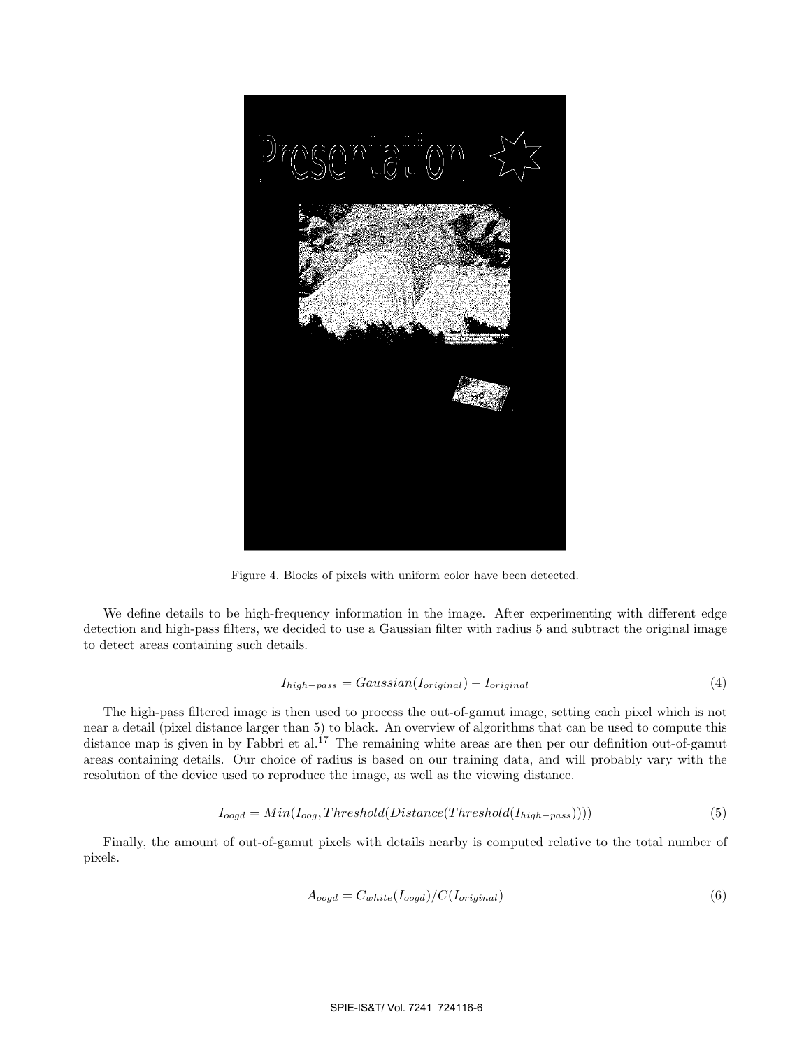Figure 4. Blocks of pixels with uniform color have been detected.

We define details to be high-frequency information in the image. After experimenting with different edge detection and high-pass filters, we decided to use a Gaussian filter with radius 5 and subtract the original image to detect areas containing such details.

$$I_{high-pass} = Gaussian(I_{original}) - I_{original} \tag{4}$$

The high-pass filtered image is then used to process the out-of-gamut image, setting each pixel which is not near a detail (pixel distance larger than 5) to black. An overview of algorithms that can be used to compute this distance map is given in by Fabbri et al.[17] The remaining white areas are then per our definition out-of-gamut areas containing details. Our choice of radius is based on our training data, and will probably vary with the resolution of the device used to reproduce the image, as well as the viewing distance.

$$I_{oogd} = Min(I_{oog}, Threshold(Distance(Threshold(I_{high-pass})))) \tag{5}$$

Finally, the amount of out-of-gamut pixels with details nearby is computed relative to the total number of pixels.

$$A_{oogd} = C_{white}(I_{oogd})/C(I_{original}) \tag{6}$$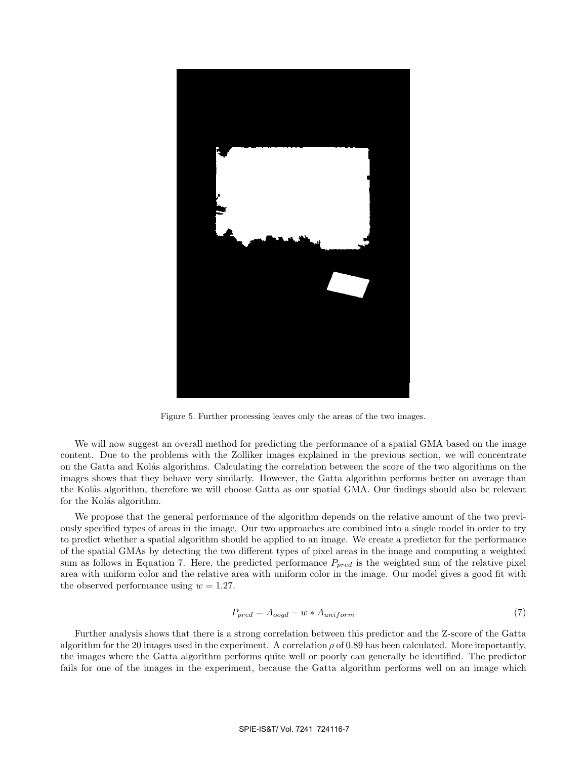Figure 5. Further processing leaves only the areas of the two images.

We will now suggest an overall method for predicting the performance of a spatial GMA based on the image content. Due to the problems with the Zolliker images explained in the previous section, we will concentrate on the Gatta and Kolås algorithms. Calculating the correlation between the score of the two algorithms on the images shows that they behave very similarly. However, the Gatta algorithm performs better on average than the Kolås algorithm, therefore we will choose Gatta as our spatial GMA. Our findings should also be relevant for the Kolås algorithm.

We propose that the general performance of the algorithm depends on the relative amount of the two previously specified types of areas in the image. Our two approaches are combined into a single model in order to try to predict whether a spatial algorithm should be applied to an image. We create a predictor for the performance of the spatial GMAs by detecting the two different types of pixel areas in the image and computing a weighted sum as follows in Equation 7. Here, the predicted performance $P_{pred}$ is the weighted sum of the relative pixel area with uniform color and the relative area with uniform color in the image. Our model gives a good fit with the observed performance using $w = 1.27$.

$$P_{pred} = A_{oogd} - w * A_{uniform} \tag{7}$$

Further analysis shows that there is a strong correlation between this predictor and the Z-score of the Gatta algorithm for the 20 images used in the experiment. A correlation $\rho$ of 0.89 has been calculated. More importantly, the images where the Gatta algorithm performs quite well or poorly can generally be identified. The predictor fails for one of the images in the experiment, because the Gatta algorithm performs well on an image which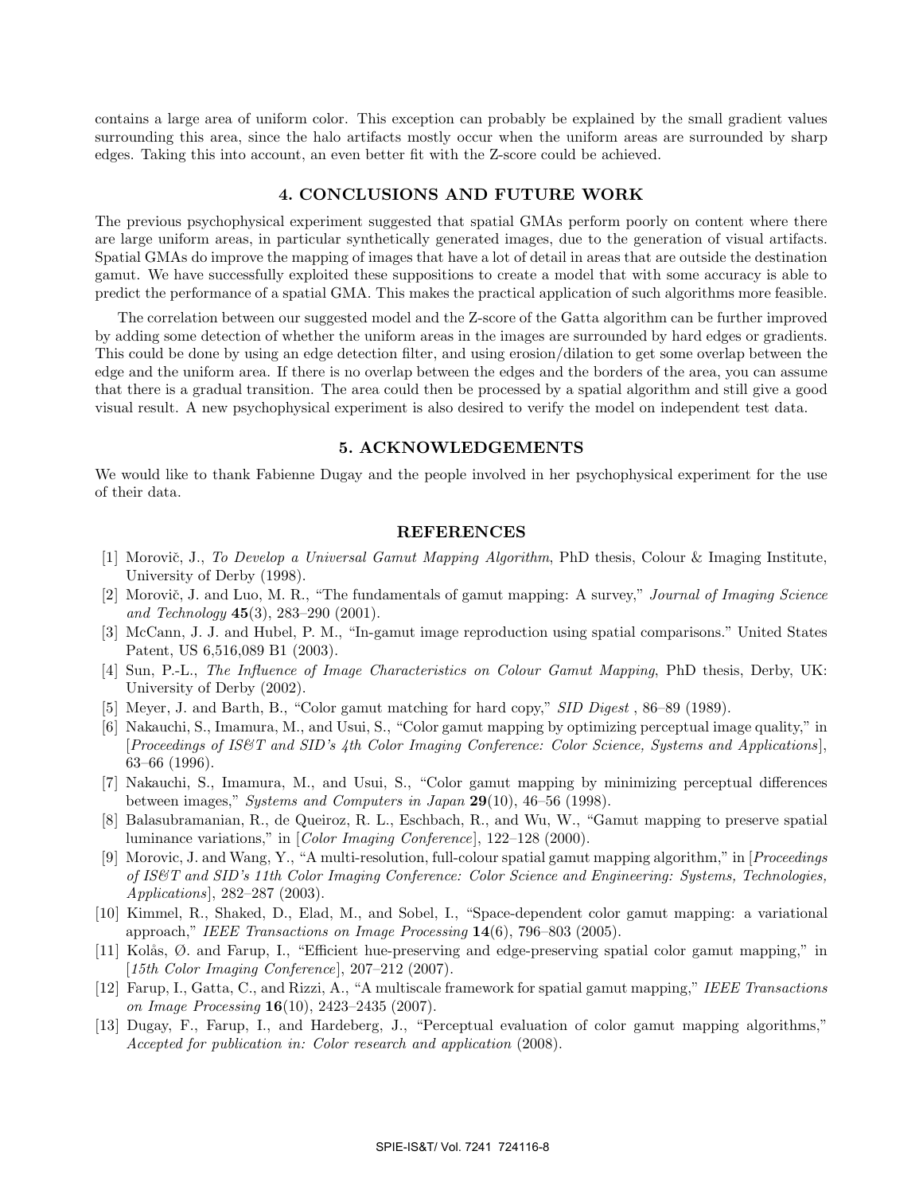contains a large area of uniform color. This exception can probably be explained by the small gradient values surrounding this area, since the halo artifacts mostly occur when the uniform areas are surrounded by sharp edges. Taking this into account, an even better fit with the Z-score could be achieved.

## 4. CONCLUSIONS AND FUTURE WORK

The previous psychophysical experiment suggested that spatial GMAs perform poorly on content where there are large uniform areas, in particular synthetically generated images, due to the generation of visual artifacts. Spatial GMAs do improve the mapping of images that have a lot of detail in areas that are outside the destination gamut. We have successfully exploited these suppositions to create a model that with some accuracy is able to predict the performance of a spatial GMA. This makes the practical application of such algorithms more feasible.

The correlation between our suggested model and the Z-score of the Gatta algorithm can be further improved by adding some detection of whether the uniform areas in the images are surrounded by hard edges or gradients. This could be done by using an edge detection filter, and using erosion/dilation to get some overlap between the edge and the uniform area. If there is no overlap between the edges and the borders of the area, you can assume that there is a gradual transition. The area could then be processed by a spatial algorithm and still give a good visual result. A new psychophysical experiment is also desired to verify the model on independent test data.

## 5. ACKNOWLEDGEMENTS

We would like to thank Fabienne Dugay and the people involved in her psychophysical experiment for the use of their data.

## REFERENCES

[1] Morovič, J., *To Develop a Universal Gamut Mapping Algorithm*, PhD thesis, Colour & Imaging Institute, University of Derby (1998).

[2] Morovič, J. and Luo, M. R., "The fundamentals of gamut mapping: A survey," *Journal of Imaging Science and Technology* **45**(3), 283–290 (2001).

[3] McCann, J. J. and Hubel, P. M., "In-gamut image reproduction using spatial comparisons." United States Patent, US 6,516,089 B1 (2003).

[4] Sun, P.-L., *The Influence of Image Characteristics on Colour Gamut Mapping*, PhD thesis, Derby, UK: University of Derby (2002).

[5] Meyer, J. and Barth, B., "Color gamut matching for hard copy," *SID Digest* , 86–89 (1989).

[6] Nakauchi, S., Imamura, M., and Usui, S., "Color gamut mapping by optimizing perceptual image quality," in [*Proceedings of IS&T and SID's 4th Color Imaging Conference: Color Science, Systems and Applications*], 63–66 (1996).

[7] Nakauchi, S., Imamura, M., and Usui, S., "Color gamut mapping by minimizing perceptual differences between images," *Systems and Computers in Japan* **29**(10), 46–56 (1998).

[8] Balasubramanian, R., de Queiroz, R. L., Eschbach, R., and Wu, W., "Gamut mapping to preserve spatial luminance variations," in [*Color Imaging Conference*], 122–128 (2000).

[9] Morovic, J. and Wang, Y., "A multi-resolution, full-colour spatial gamut mapping algorithm," in [*Proceedings of IS&T and SID's 11th Color Imaging Conference: Color Science and Engineering: Systems, Technologies, Applications*], 282–287 (2003).

[10] Kimmel, R., Shaked, D., Elad, M., and Sobel, I., "Space-dependent color gamut mapping: a variational approach," *IEEE Transactions on Image Processing* **14**(6), 796–803 (2005).

[11] Kolås, Ø. and Farup, I., "Efficient hue-preserving and edge-preserving spatial color gamut mapping," in [*15th Color Imaging Conference*], 207–212 (2007).

[12] Farup, I., Gatta, C., and Rizzi, A., "A multiscale framework for spatial gamut mapping," *IEEE Transactions on Image Processing* **16**(10), 2423–2435 (2007).

[13] Dugay, F., Farup, I., and Hardeberg, J., "Perceptual evaluation of color gamut mapping algorithms," *Accepted for publication in: Color research and application* (2008).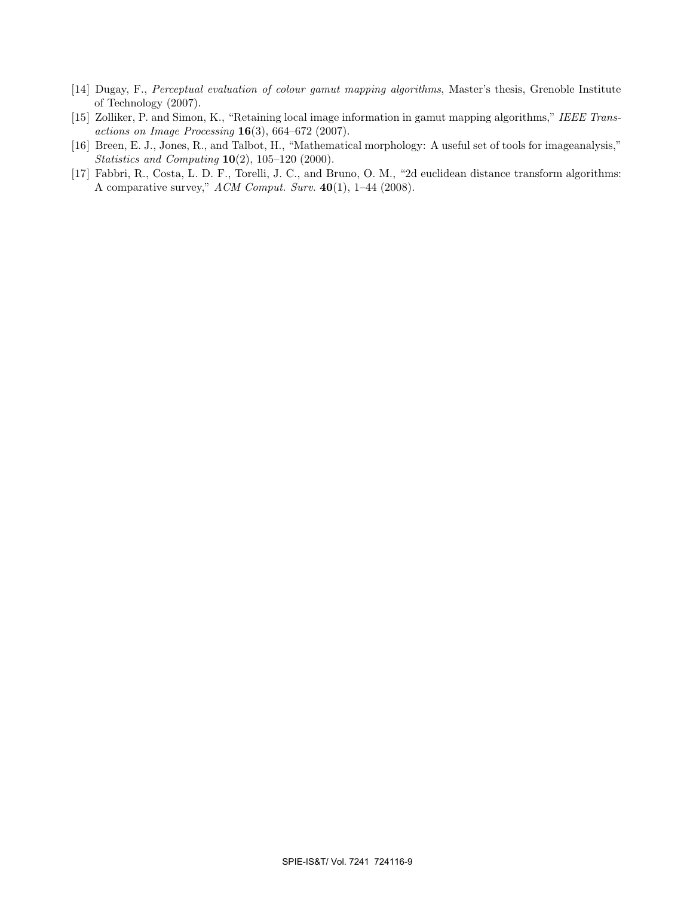[14] Dugay, F., *Perceptual evaluation of colour gamut mapping algorithms*, Master's thesis, Grenoble Institute of Technology (2007).

[15] Zolliker, P. and Simon, K., "Retaining local image information in gamut mapping algorithms," *IEEE Transactions on Image Processing* **16**(3), 664–672 (2007).

[16] Breen, E. J., Jones, R., and Talbot, H., "Mathematical morphology: A useful set of tools for imageanalysis," *Statistics and Computing* **10**(2), 105–120 (2000).

[17] Fabbri, R., Costa, L. D. F., Torelli, J. C., and Bruno, O. M., "2d euclidean distance transform algorithms: A comparative survey," *ACM Comput. Surv.* **40**(1), 1–44 (2008).